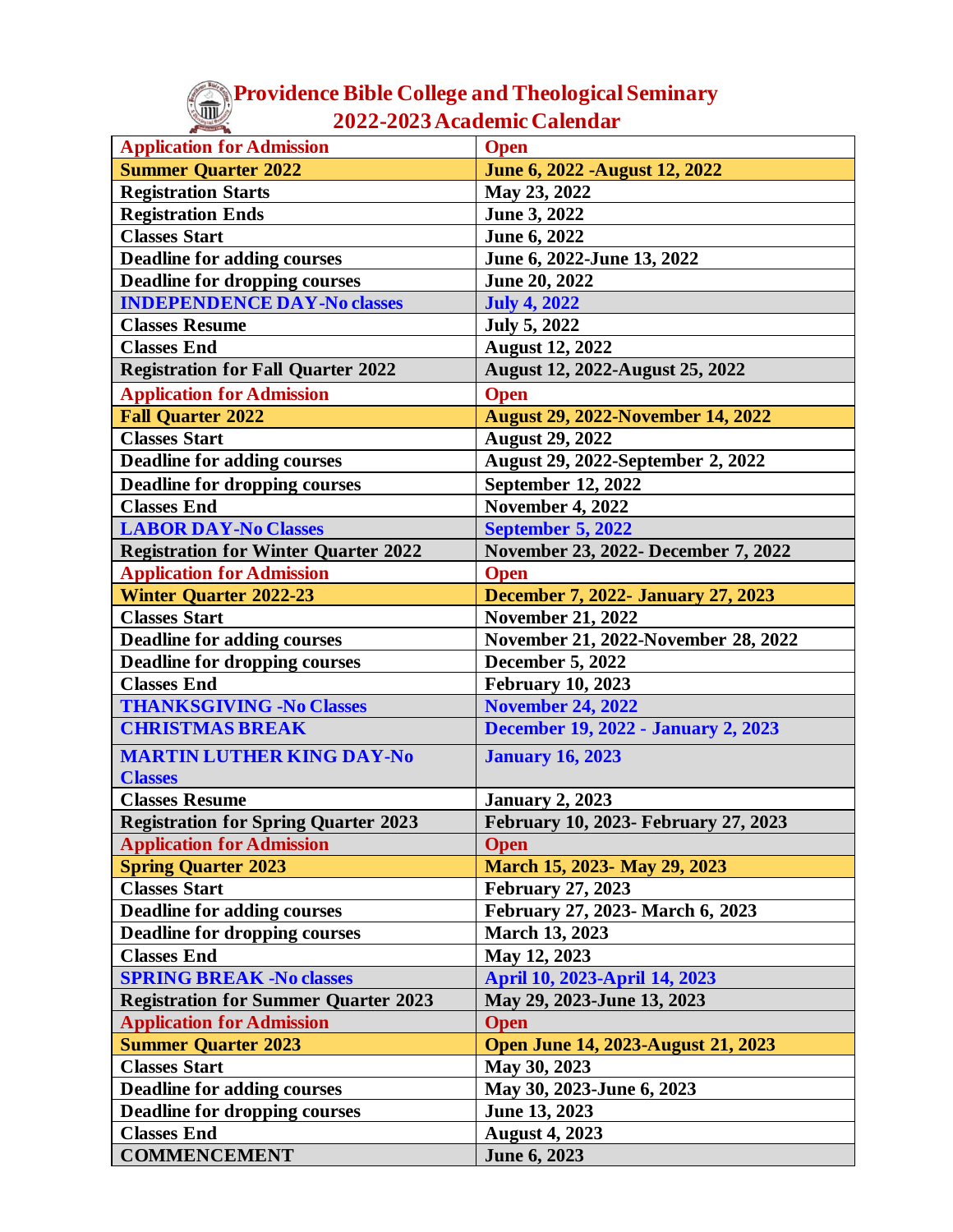# Providence Bible College and Theological Seminary

## 2022-2023 Academic Calendar

| Application for Admission | Open |
|---|---|
| **Summer Quarter 2022** | **June 6, 2022 -August 12, 2022** |
| Registration Starts | May 23, 2022 |
| Registration Ends | June 3, 2022 |
| Classes Start | June 6, 2022 |
| Deadline for adding courses | June 6, 2022-June 13, 2022 |
| Deadline for dropping courses | June 20, 2022 |
| INDEPENDENCE DAY-No classes | July 4, 2022 |
| Classes Resume | July 5, 2022 |
| Classes End | August 12, 2022 |
| Registration for Fall Quarter 2022 | August 12, 2022-August 25, 2022 |
| Application for Admission | Open |
| **Fall Quarter 2022** | **August 29, 2022-November 14, 2022** |
| Classes Start | August 29, 2022 |
| Deadline for adding courses | August 29, 2022-September 2, 2022 |
| Deadline for dropping courses | September 12, 2022 |
| Classes End | November 4, 2022 |
| LABOR DAY-No Classes | September 5, 2022 |
| Registration for Winter Quarter 2022 | November 23, 2022- December 7, 2022 |
| Application for Admission | Open |
| **Winter Quarter 2022-23** | **December 7, 2022- January 27, 2023** |
| Classes Start | November 21, 2022 |
| Deadline for adding courses | November 21, 2022-November 28, 2022 |
| Deadline for dropping courses | December 5, 2022 |
| Classes End | February 10, 2023 |
| THANKSGIVING -No Classes | November 24, 2022 |
| CHRISTMAS BREAK | December 19, 2022 - January 2, 2023 |
| MARTIN LUTHER KING DAY-No Classes | January 16, 2023 |
| Classes Resume | January 2, 2023 |
| Registration for Spring Quarter 2023 | February 10, 2023- February 27, 2023 |
| Application for Admission | Open |
| **Spring Quarter 2023** | **March 15, 2023- May 29, 2023** |
| Classes Start | February 27, 2023 |
| Deadline for adding courses | February 27, 2023- March 6, 2023 |
| Deadline for dropping courses | March 13, 2023 |
| Classes End | May 12, 2023 |
| SPRING BREAK -No classes | April 10, 2023-April 14, 2023 |
| Registration for Summer Quarter 2023 | May 29, 2023-June 13, 2023 |
| Application for Admission | Open |
| **Summer Quarter 2023** | **Open June 14, 2023-August 21, 2023** |
| Classes Start | May 30, 2023 |
| Deadline for adding courses | May 30, 2023-June 6, 2023 |
| Deadline for dropping courses | June 13, 2023 |
| Classes End | August 4, 2023 |
| COMMENCEMENT | June 6, 2023 |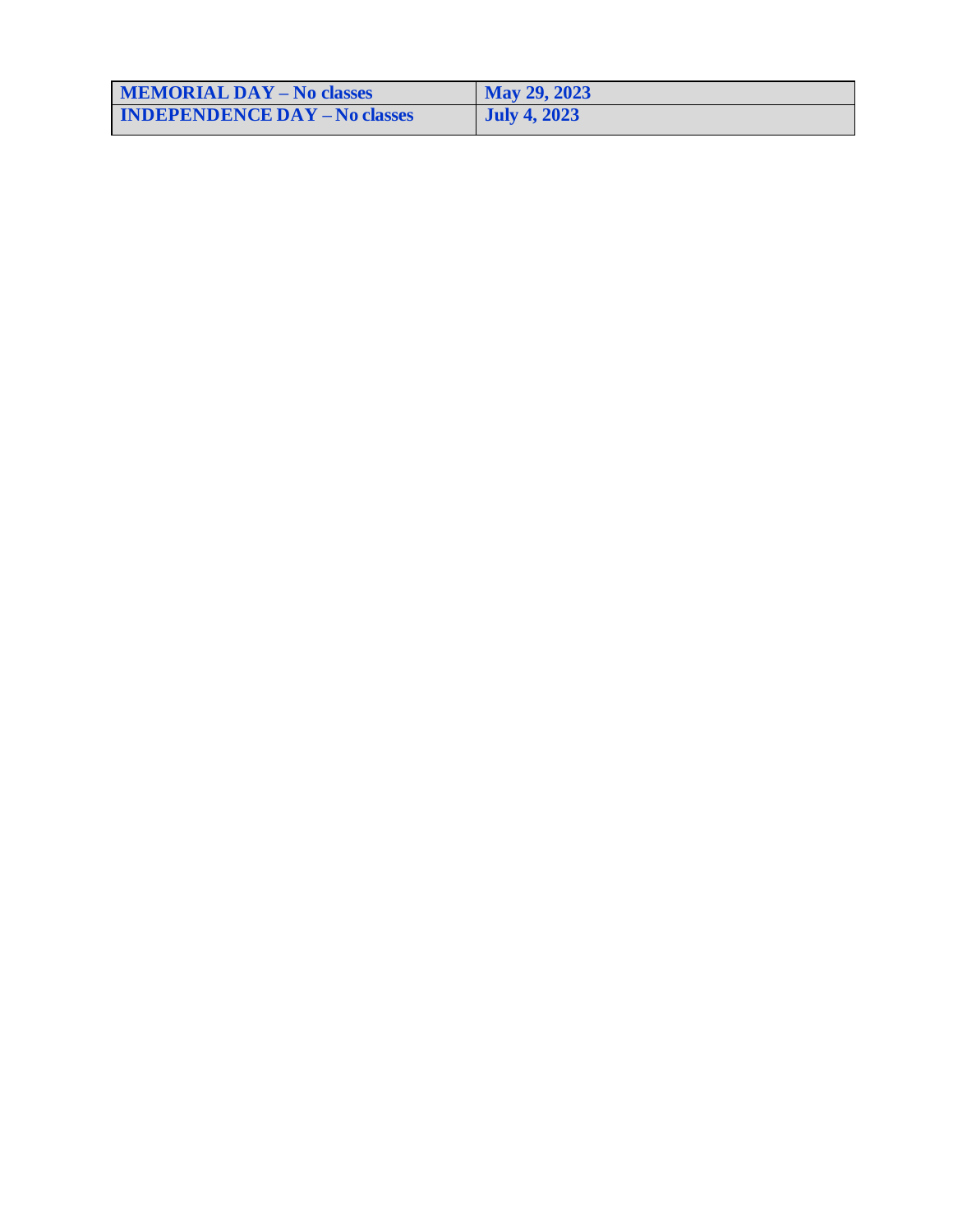| | |
|---|---|
| **MEMORIAL DAY – No classes** | **May 29, 2023** |
| **INDEPENDENCE DAY – No classes** | **July 4, 2023** |